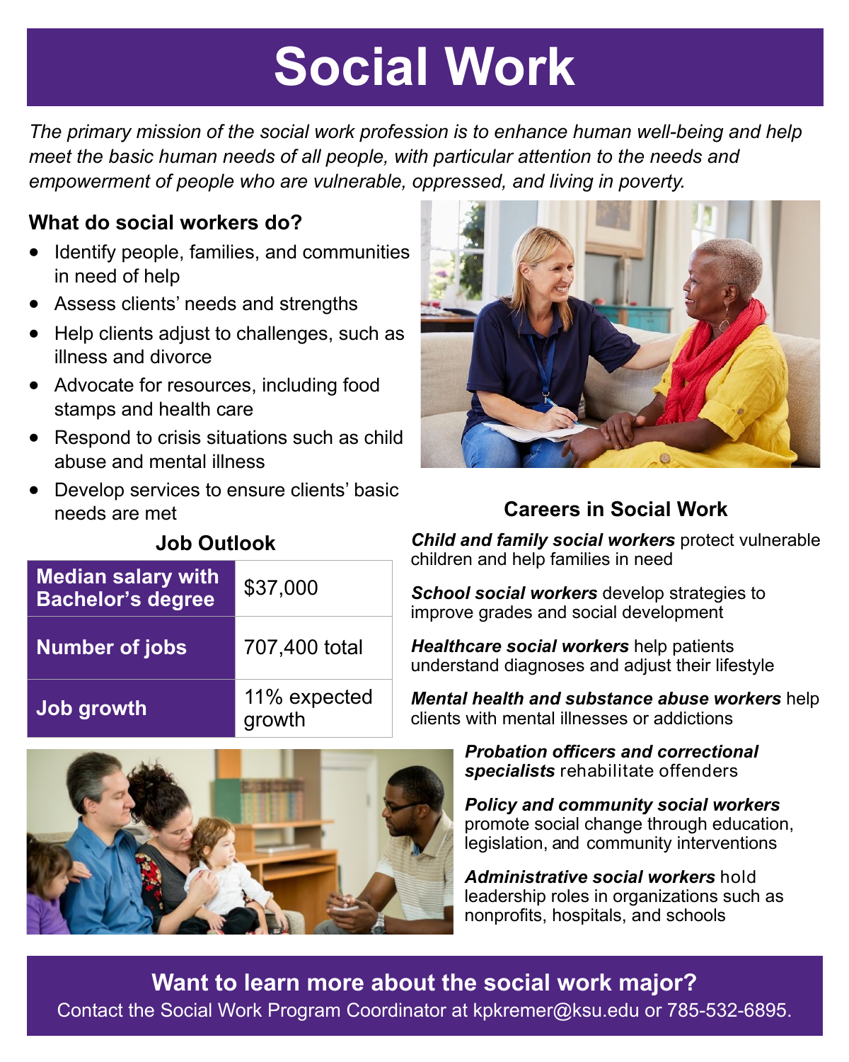# Social Work

*The primary mission of the social work profession is to enhance human well-being and help meet the basic human needs of all people, with particular attention to the needs and empowerment of people who are vulnerable, oppressed, and living in poverty.*

### What do social workers do?

- Identify people, families, and communities in need of help
- Assess clients' needs and strengths
- Help clients adjust to challenges, such as illness and divorce
- Advocate for resources, including food stamps and health care
- Respond to crisis situations such as child abuse and mental illness
- Develop services to ensure clients' basic needs are met

### Job Outlook

| | |
|---|---|
| **Median salary with Bachelor's degree** | $37,000 |
| **Number of jobs** | 707,400 total |
| **Job growth** | 11% expected growth |

### Careers in Social Work

***Child and family social workers*** protect vulnerable children and help families in need

***School social workers*** develop strategies to improve grades and social development

***Healthcare social workers*** help patients understand diagnoses and adjust their lifestyle

***Mental health and substance abuse workers*** help clients with mental illnesses or addictions

***Probation officers and correctional specialists*** rehabilitate offenders

***Policy and community social workers*** promote social change through education, legislation, and community interventions

***Administrative social workers*** hold leadership roles in organizations such as nonprofits, hospitals, and schools

**Want to learn more about the social work major?**

Contact the Social Work Program Coordinator at kpkremer@ksu.edu or 785-532-6895.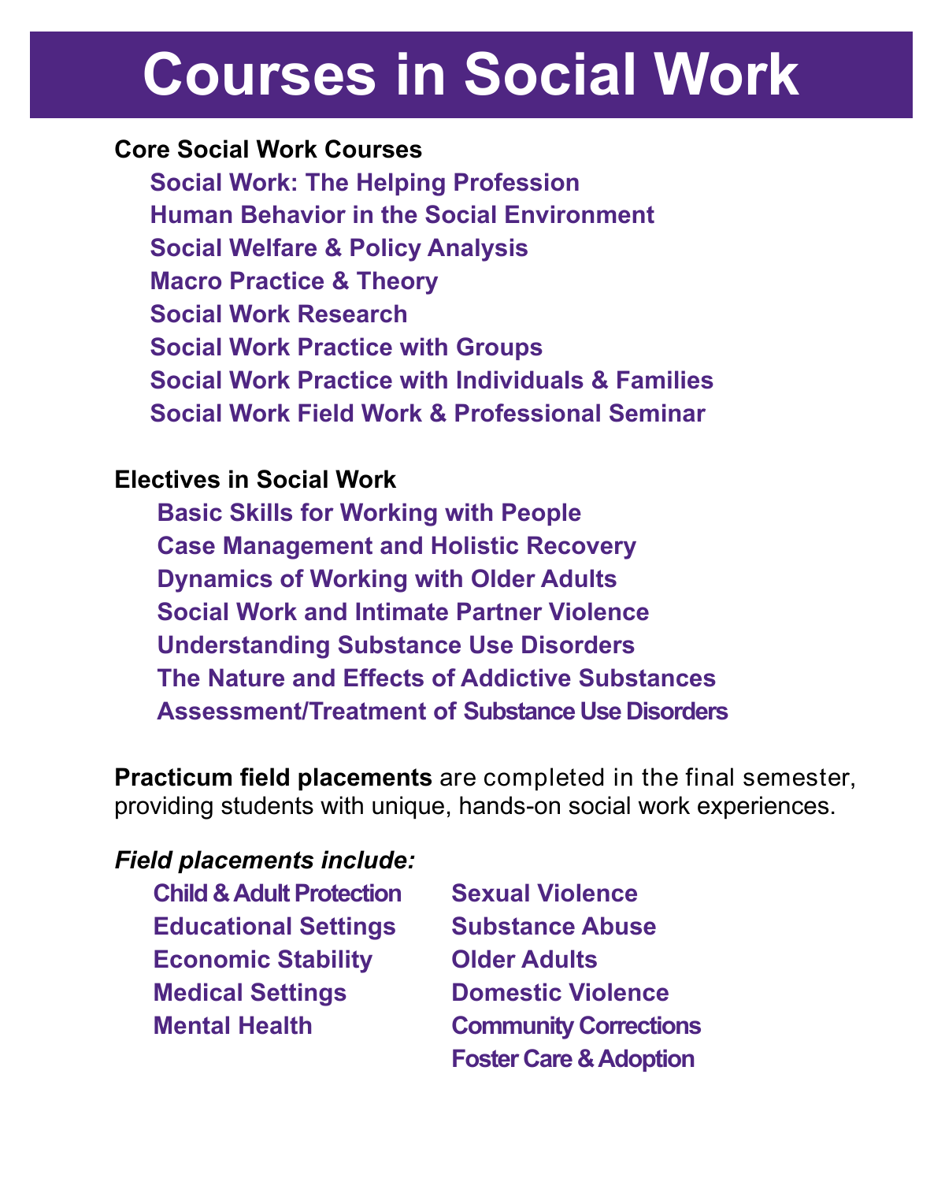# Courses in Social Work

**Core Social Work Courses**

- Social Work: The Helping Profession
- Human Behavior in the Social Environment
- Social Welfare & Policy Analysis
- Macro Practice & Theory
- Social Work Research
- Social Work Practice with Groups
- Social Work Practice with Individuals & Families
- Social Work Field Work & Professional Seminar

**Electives in Social Work**

- Basic Skills for Working with People
- Case Management and Holistic Recovery
- Dynamics of Working with Older Adults
- Social Work and Intimate Partner Violence
- Understanding Substance Use Disorders
- The Nature and Effects of Addictive Substances
- Assessment/Treatment of Substance Use Disorders

**Practicum field placements** are completed in the final semester, providing students with unique, hands-on social work experiences.

***Field placements include:***

- Child & Adult Protection
- Educational Settings
- Economic Stability
- Medical Settings
- Mental Health
- Sexual Violence
- Substance Abuse
- Older Adults
- Domestic Violence
- Community Corrections
- Foster Care & Adoption